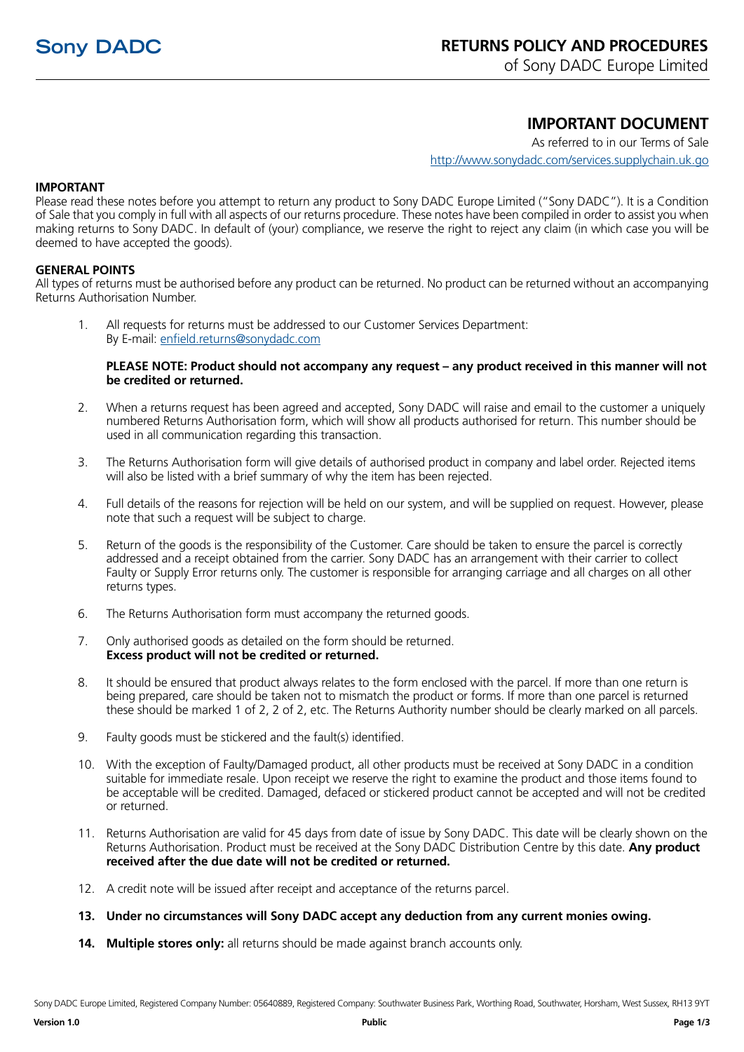Sony DADC

# RETURNS POLICY AND PROCEDURES

of Sony DADC Europe Limited

## IMPORTANT DOCUMENT

As referred to in our Terms of Sale
http://www.sonydadc.com/services.supplychain.uk.go

**IMPORTANT**

Please read these notes before you attempt to return any product to Sony DADC Europe Limited ("Sony DADC"). It is a Condition of Sale that you comply in full with all aspects of our returns procedure. These notes have been compiled in order to assist you when making returns to Sony DADC. In default of (your) compliance, we reserve the right to reject any claim (in which case you will be deemed to have accepted the goods).

**GENERAL POINTS**

All types of returns must be authorised before any product can be returned. No product can be returned without an accompanying Returns Authorisation Number.

1. All requests for returns must be addressed to our Customer Services Department:
   By E-mail: enfield.returns@sonydadc.com

   **PLEASE NOTE: Product should not accompany any request – any product received in this manner will not be credited or returned.**

2. When a returns request has been agreed and accepted, Sony DADC will raise and email to the customer a uniquely numbered Returns Authorisation form, which will show all products authorised for return. This number should be used in all communication regarding this transaction.

3. The Returns Authorisation form will give details of authorised product in company and label order. Rejected items will also be listed with a brief summary of why the item has been rejected.

4. Full details of the reasons for rejection will be held on our system, and will be supplied on request. However, please note that such a request will be subject to charge.

5. Return of the goods is the responsibility of the Customer. Care should be taken to ensure the parcel is correctly addressed and a receipt obtained from the carrier. Sony DADC has an arrangement with their carrier to collect Faulty or Supply Error returns only. The customer is responsible for arranging carriage and all charges on all other returns types.

6. The Returns Authorisation form must accompany the returned goods.

7. Only authorised goods as detailed on the form should be returned.
   **Excess product will not be credited or returned.**

8. It should be ensured that product always relates to the form enclosed with the parcel. If more than one return is being prepared, care should be taken not to mismatch the product or forms. If more than one parcel is returned these should be marked 1 of 2, 2 of 2, etc. The Returns Authority number should be clearly marked on all parcels.

9. Faulty goods must be stickered and the fault(s) identified.

10. With the exception of Faulty/Damaged product, all other products must be received at Sony DADC in a condition suitable for immediate resale. Upon receipt we reserve the right to examine the product and those items found to be acceptable will be credited. Damaged, defaced or stickered product cannot be accepted and will not be credited or returned.

11. Returns Authorisation are valid for 45 days from date of issue by Sony DADC. This date will be clearly shown on the Returns Authorisation. Product must be received at the Sony DADC Distribution Centre by this date. **Any product received after the due date will not be credited or returned.**

12. A credit note will be issued after receipt and acceptance of the returns parcel.

13. **Under no circumstances will Sony DADC accept any deduction from any current monies owing.**

14. **Multiple stores only:** all returns should be made against branch accounts only.

Sony DADC Europe Limited, Registered Company Number: 05640889, Registered Company: Southwater Business Park, Worthing Road, Southwater, Horsham, West Sussex, RH13 9YT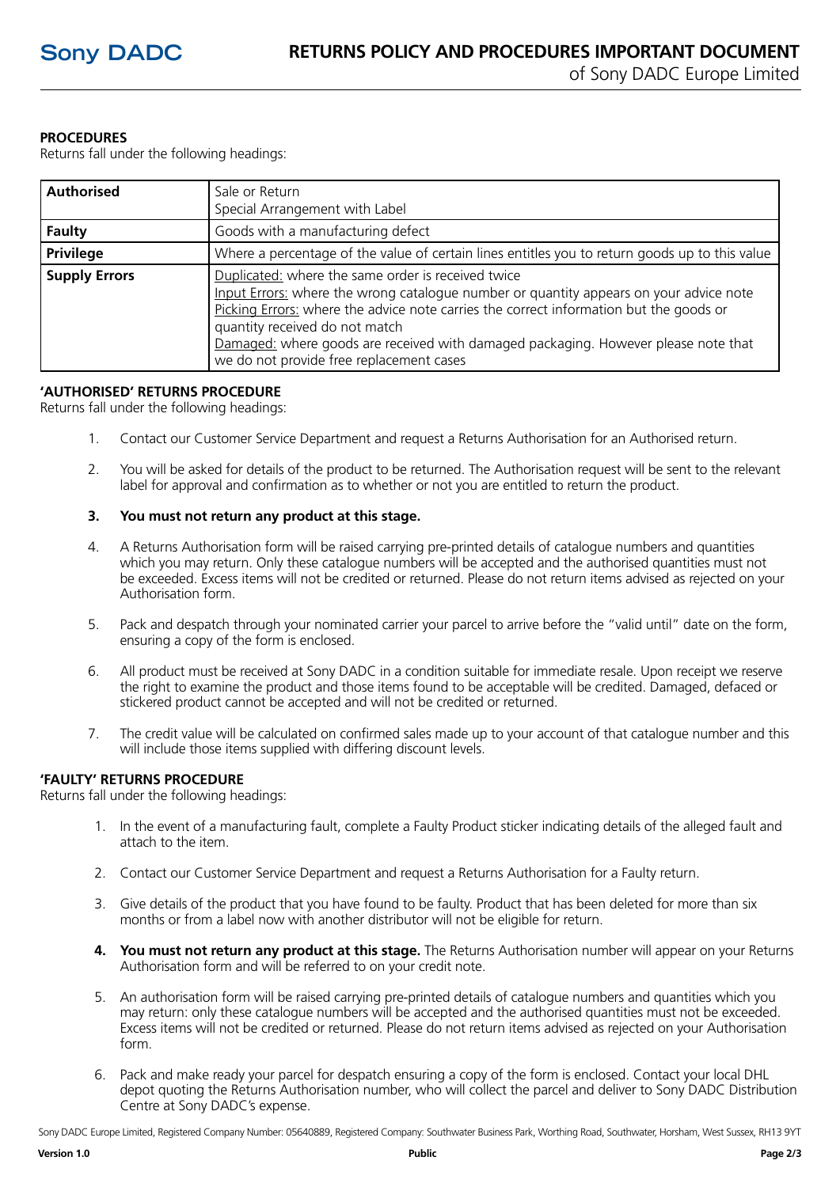## PROCEDURES

Returns fall under the following headings:

| | |
|---|---|
| **Authorised** | Sale or Return<br>Special Arrangement with Label |
| **Faulty** | Goods with a manufacturing defect |
| **Privilege** | Where a percentage of the value of certain lines entitles you to return goods up to this value |
| **Supply Errors** | Duplicated: where the same order is received twice<br>Input Errors: where the wrong catalogue number or quantity appears on your advice note<br>Picking Errors: where the advice note carries the correct information but the goods or quantity received do not match<br>Damaged: where goods are received with damaged packaging. However please note that we do not provide free replacement cases |

## 'AUTHORISED' RETURNS PROCEDURE

Returns fall under the following headings:

1. Contact our Customer Service Department and request a Returns Authorisation for an Authorised return.
2. You will be asked for details of the product to be returned. The Authorisation request will be sent to the relevant label for approval and confirmation as to whether or not you are entitled to return the product.
3. **You must not return any product at this stage.**
4. A Returns Authorisation form will be raised carrying pre-printed details of catalogue numbers and quantities which you may return. Only these catalogue numbers will be accepted and the authorised quantities must not be exceeded. Excess items will not be credited or returned. Please do not return items advised as rejected on your Authorisation form.
5. Pack and despatch through your nominated carrier your parcel to arrive before the "valid until" date on the form, ensuring a copy of the form is enclosed.
6. All product must be received at Sony DADC in a condition suitable for immediate resale. Upon receipt we reserve the right to examine the product and those items found to be acceptable will be credited. Damaged, defaced or stickered product cannot be accepted and will not be credited or returned.
7. The credit value will be calculated on confirmed sales made up to your account of that catalogue number and this will include those items supplied with differing discount levels.

## 'FAULTY' RETURNS PROCEDURE

Returns fall under the following headings:

1. In the event of a manufacturing fault, complete a Faulty Product sticker indicating details of the alleged fault and attach to the item.
2. Contact our Customer Service Department and request a Returns Authorisation for a Faulty return.
3. Give details of the product that you have found to be faulty. Product that has been deleted for more than six months or from a label now with another distributor will not be eligible for return.
4. **You must not return any product at this stage.** The Returns Authorisation number will appear on your Returns Authorisation form and will be referred to on your credit note.
5. An authorisation form will be raised carrying pre-printed details of catalogue numbers and quantities which you may return: only these catalogue numbers will be accepted and the authorised quantities must not be exceeded. Excess items will not be credited or returned. Please do not return items advised as rejected on your Authorisation form.
6. Pack and make ready your parcel for despatch ensuring a copy of the form is enclosed. Contact your local DHL depot quoting the Returns Authorisation number, who will collect the parcel and deliver to Sony DADC Distribution Centre at Sony DADC's expense.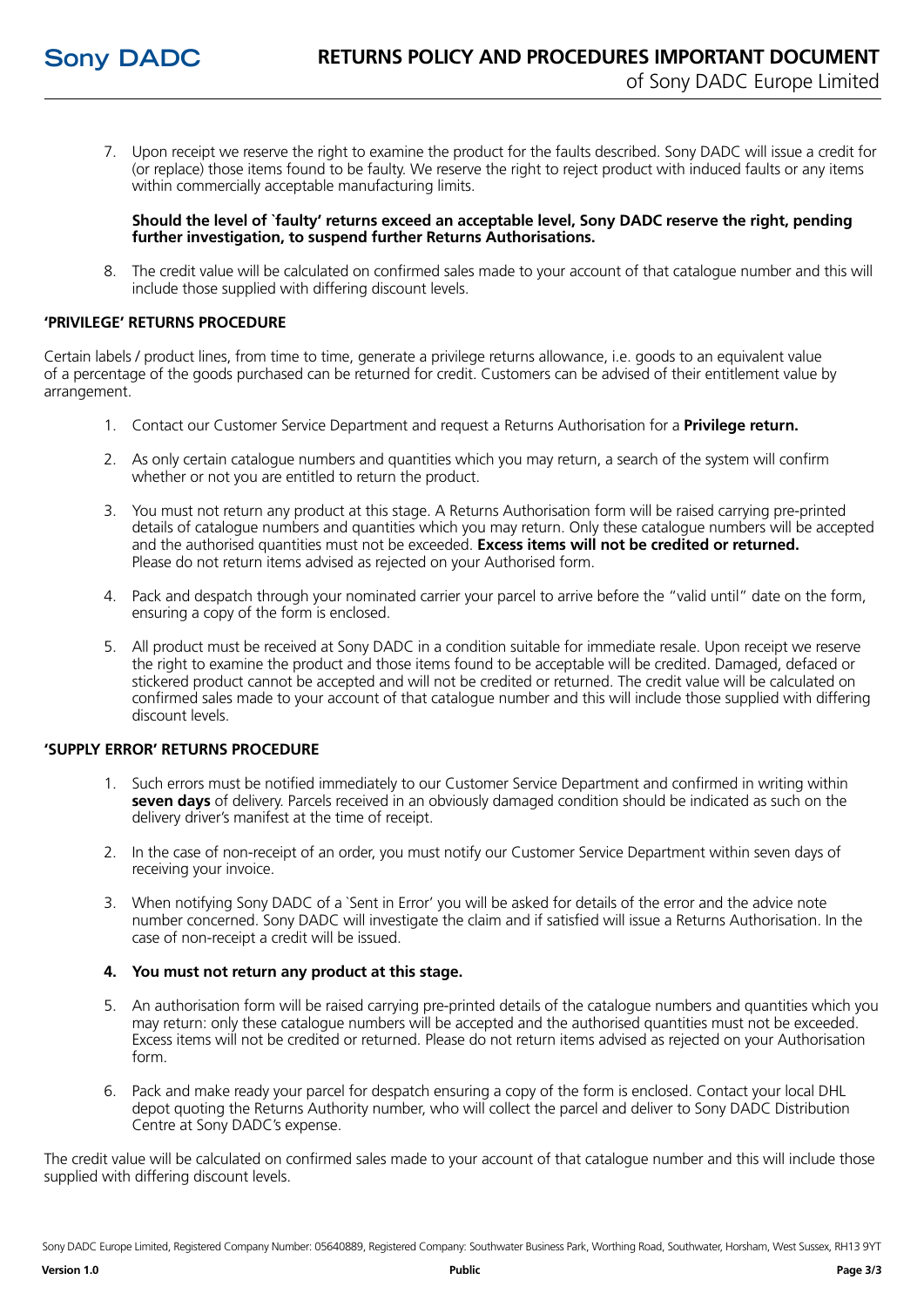7. Upon receipt we reserve the right to examine the product for the faults described. Sony DADC will issue a credit for (or replace) those items found to be faulty. We reserve the right to reject product with induced faults or any items within commercially acceptable manufacturing limits.

   **Should the level of `faulty' returns exceed an acceptable level, Sony DADC reserve the right, pending further investigation, to suspend further Returns Authorisations.**

8. The credit value will be calculated on confirmed sales made to your account of that catalogue number and this will include those supplied with differing discount levels.

**'PRIVILEGE' RETURNS PROCEDURE**

Certain labels / product lines, from time to time, generate a privilege returns allowance, i.e. goods to an equivalent value of a percentage of the goods purchased can be returned for credit. Customers can be advised of their entitlement value by arrangement.

1. Contact our Customer Service Department and request a Returns Authorisation for a **Privilege return.**
2. As only certain catalogue numbers and quantities which you may return, a search of the system will confirm whether or not you are entitled to return the product.
3. You must not return any product at this stage. A Returns Authorisation form will be raised carrying pre-printed details of catalogue numbers and quantities which you may return. Only these catalogue numbers will be accepted and the authorised quantities must not be exceeded. **Excess items will not be credited or returned.** Please do not return items advised as rejected on your Authorised form.
4. Pack and despatch through your nominated carrier your parcel to arrive before the "valid until" date on the form, ensuring a copy of the form is enclosed.
5. All product must be received at Sony DADC in a condition suitable for immediate resale. Upon receipt we reserve the right to examine the product and those items found to be acceptable will be credited. Damaged, defaced or stickered product cannot be accepted and will not be credited or returned. The credit value will be calculated on confirmed sales made to your account of that catalogue number and this will include those supplied with differing discount levels.

**'SUPPLY ERROR' RETURNS PROCEDURE**

1. Such errors must be notified immediately to our Customer Service Department and confirmed in writing within **seven days** of delivery. Parcels received in an obviously damaged condition should be indicated as such on the delivery driver's manifest at the time of receipt.
2. In the case of non-receipt of an order, you must notify our Customer Service Department within seven days of receiving your invoice.
3. When notifying Sony DADC of a `Sent in Error' you will be asked for details of the error and the advice note number concerned. Sony DADC will investigate the claim and if satisfied will issue a Returns Authorisation. In the case of non-receipt a credit will be issued.
4. **You must not return any product at this stage.**
5. An authorisation form will be raised carrying pre-printed details of the catalogue numbers and quantities which you may return: only these catalogue numbers will be accepted and the authorised quantities must not be exceeded. Excess items will not be credited or returned. Please do not return items advised as rejected on your Authorisation form.
6. Pack and make ready your parcel for despatch ensuring a copy of the form is enclosed. Contact your local DHL depot quoting the Returns Authority number, who will collect the parcel and deliver to Sony DADC Distribution Centre at Sony DADC's expense.

The credit value will be calculated on confirmed sales made to your account of that catalogue number and this will include those supplied with differing discount levels.

Sony DADC Europe Limited, Registered Company Number: 05640889, Registered Company: Southwater Business Park, Worthing Road, Southwater, Horsham, West Sussex, RH13 9YT